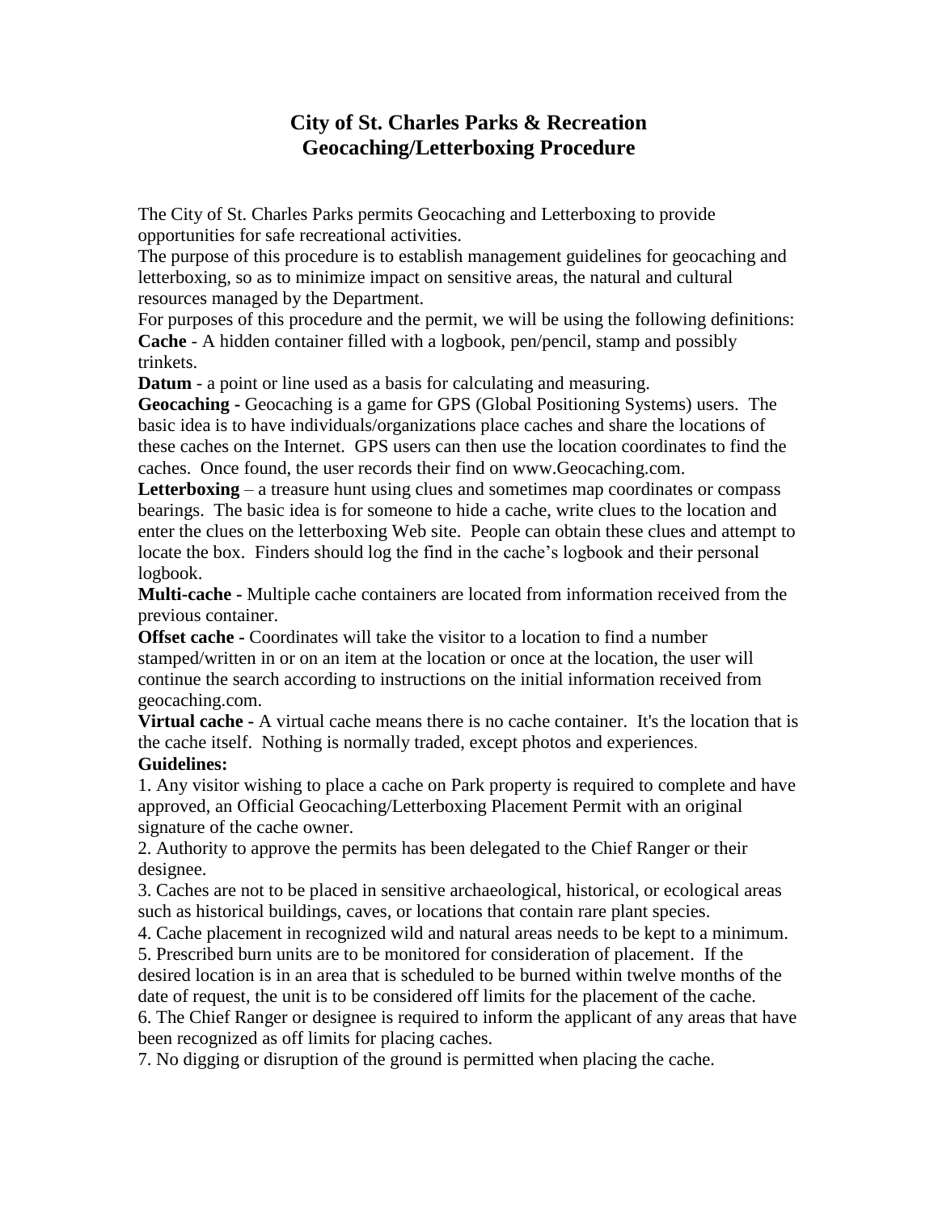# City of St. Charles Parks & Recreation
# Geocaching/Letterboxing Procedure

The City of St. Charles Parks permits Geocaching and Letterboxing to provide opportunities for safe recreational activities.

The purpose of this procedure is to establish management guidelines for geocaching and letterboxing, so as to minimize impact on sensitive areas, the natural and cultural resources managed by the Department.

For purposes of this procedure and the permit, we will be using the following definitions:

**Cache** - A hidden container filled with a logbook, pen/pencil, stamp and possibly trinkets.

**Datum** - a point or line used as a basis for calculating and measuring.

**Geocaching -** Geocaching is a game for GPS (Global Positioning Systems) users. The basic idea is to have individuals/organizations place caches and share the locations of these caches on the Internet. GPS users can then use the location coordinates to find the caches. Once found, the user records their find on www.Geocaching.com.

**Letterboxing** – a treasure hunt using clues and sometimes map coordinates or compass bearings. The basic idea is for someone to hide a cache, write clues to the location and enter the clues on the letterboxing Web site. People can obtain these clues and attempt to locate the box. Finders should log the find in the cache's logbook and their personal logbook.

**Multi-cache** - Multiple cache containers are located from information received from the previous container.

**Offset cache -** Coordinates will take the visitor to a location to find a number stamped/written in or on an item at the location or once at the location, the user will continue the search according to instructions on the initial information received from geocaching.com.

**Virtual cache -** A virtual cache means there is no cache container. It's the location that is the cache itself. Nothing is normally traded, except photos and experiences.

**Guidelines:**

1. Any visitor wishing to place a cache on Park property is required to complete and have approved, an Official Geocaching/Letterboxing Placement Permit with an original signature of the cache owner.
2. Authority to approve the permits has been delegated to the Chief Ranger or their designee.
3. Caches are not to be placed in sensitive archaeological, historical, or ecological areas such as historical buildings, caves, or locations that contain rare plant species.
4. Cache placement in recognized wild and natural areas needs to be kept to a minimum.
5. Prescribed burn units are to be monitored for consideration of placement. If the desired location is in an area that is scheduled to be burned within twelve months of the date of request, the unit is to be considered off limits for the placement of the cache.
6. The Chief Ranger or designee is required to inform the applicant of any areas that have been recognized as off limits for placing caches.
7. No digging or disruption of the ground is permitted when placing the cache.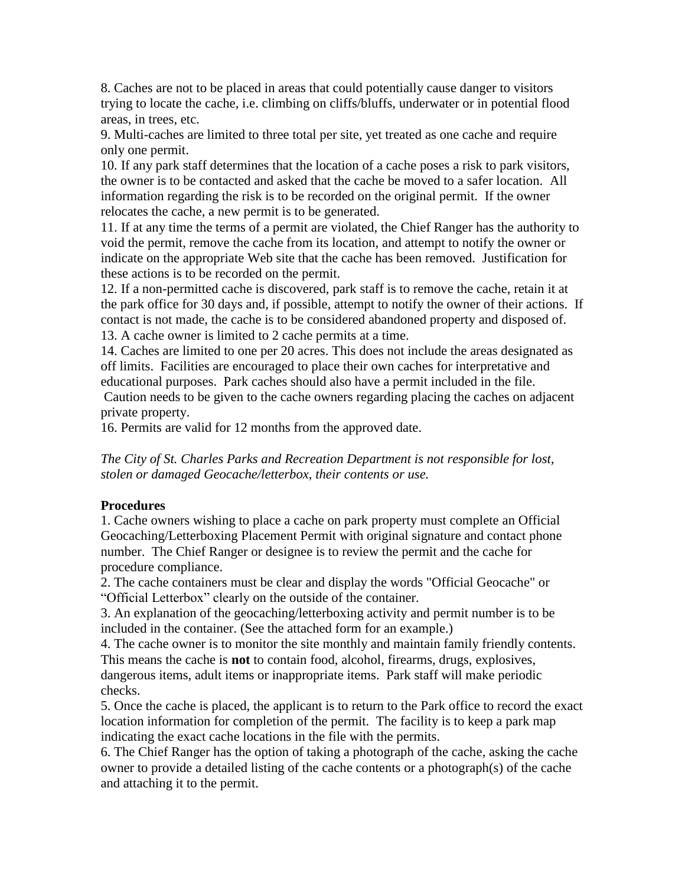8. Caches are not to be placed in areas that could potentially cause danger to visitors trying to locate the cache, i.e. climbing on cliffs/bluffs, underwater or in potential flood areas, in trees, etc.

9. Multi-caches are limited to three total per site, yet treated as one cache and require only one permit.

10. If any park staff determines that the location of a cache poses a risk to park visitors, the owner is to be contacted and asked that the cache be moved to a safer location. All information regarding the risk is to be recorded on the original permit. If the owner relocates the cache, a new permit is to be generated.

11. If at any time the terms of a permit are violated, the Chief Ranger has the authority to void the permit, remove the cache from its location, and attempt to notify the owner or indicate on the appropriate Web site that the cache has been removed. Justification for these actions is to be recorded on the permit.

12. If a non-permitted cache is discovered, park staff is to remove the cache, retain it at the park office for 30 days and, if possible, attempt to notify the owner of their actions. If contact is not made, the cache is to be considered abandoned property and disposed of.

13. A cache owner is limited to 2 cache permits at a time.

14. Caches are limited to one per 20 acres. This does not include the areas designated as off limits. Facilities are encouraged to place their own caches for interpretative and educational purposes. Park caches should also have a permit included in the file.

Caution needs to be given to the cache owners regarding placing the caches on adjacent private property.

16. Permits are valid for 12 months from the approved date.

*The City of St. Charles Parks and Recreation Department is not responsible for lost, stolen or damaged Geocache/letterbox, their contents or use.*

**Procedures**

1. Cache owners wishing to place a cache on park property must complete an Official Geocaching/Letterboxing Placement Permit with original signature and contact phone number. The Chief Ranger or designee is to review the permit and the cache for procedure compliance.

2. The cache containers must be clear and display the words "Official Geocache" or "Official Letterbox" clearly on the outside of the container.

3. An explanation of the geocaching/letterboxing activity and permit number is to be included in the container. (See the attached form for an example.)

4. The cache owner is to monitor the site monthly and maintain family friendly contents. This means the cache is **not** to contain food, alcohol, firearms, drugs, explosives, dangerous items, adult items or inappropriate items. Park staff will make periodic checks.

5. Once the cache is placed, the applicant is to return to the Park office to record the exact location information for completion of the permit. The facility is to keep a park map indicating the exact cache locations in the file with the permits.

6. The Chief Ranger has the option of taking a photograph of the cache, asking the cache owner to provide a detailed listing of the cache contents or a photograph(s) of the cache and attaching it to the permit.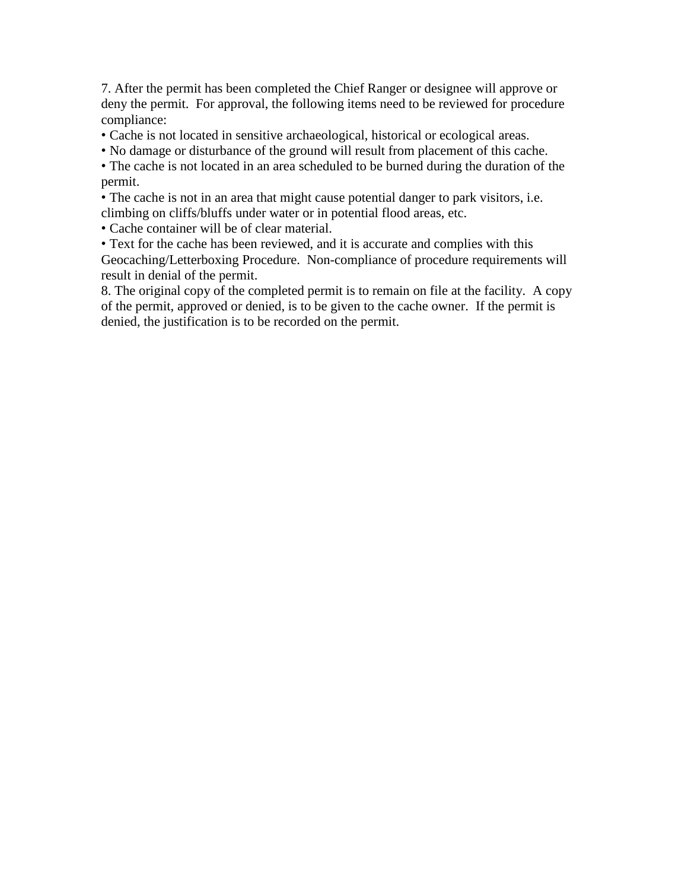7. After the permit has been completed the Chief Ranger or designee will approve or deny the permit. For approval, the following items need to be reviewed for procedure compliance:

- Cache is not located in sensitive archaeological, historical or ecological areas.
- No damage or disturbance of the ground will result from placement of this cache.
- The cache is not located in an area scheduled to be burned during the duration of the permit.
- The cache is not in an area that might cause potential danger to park visitors, i.e. climbing on cliffs/bluffs under water or in potential flood areas, etc.
- Cache container will be of clear material.
- Text for the cache has been reviewed, and it is accurate and complies with this Geocaching/Letterboxing Procedure. Non-compliance of procedure requirements will result in denial of the permit.

8. The original copy of the completed permit is to remain on file at the facility. A copy of the permit, approved or denied, is to be given to the cache owner. If the permit is denied, the justification is to be recorded on the permit.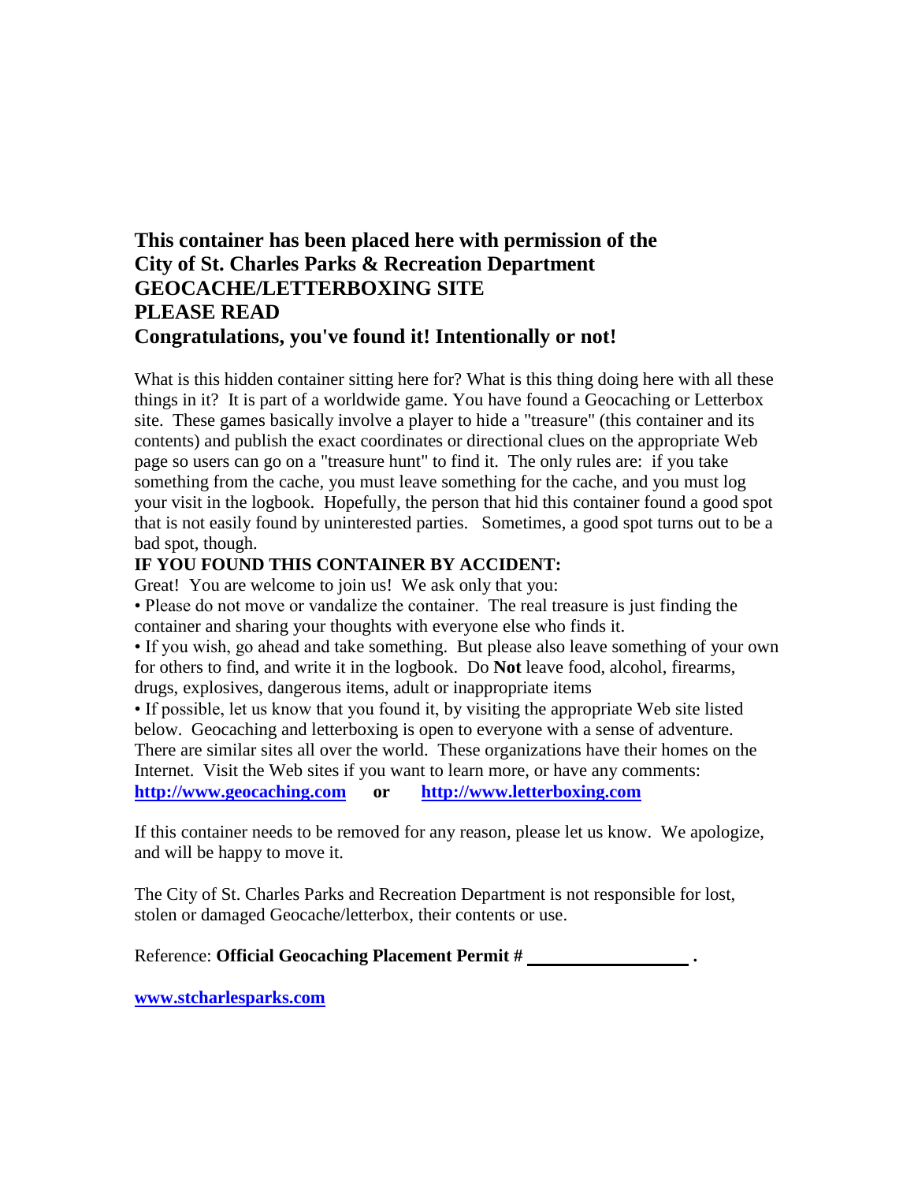**This container has been placed here with permission of the City of St. Charles Parks & Recreation Department**
**GEOCACHE/LETTERBOXING SITE**
**PLEASE READ**
**Congratulations, you've found it! Intentionally or not!**

What is this hidden container sitting here for? What is this thing doing here with all these things in it? It is part of a worldwide game. You have found a Geocaching or Letterbox site. These games basically involve a player to hide a "treasure" (this container and its contents) and publish the exact coordinates or directional clues on the appropriate Web page so users can go on a "treasure hunt" to find it. The only rules are: if you take something from the cache, you must leave something for the cache, and you must log your visit in the logbook. Hopefully, the person that hid this container found a good spot that is not easily found by uninterested parties. Sometimes, a good spot turns out to be a bad spot, though.

**IF YOU FOUND THIS CONTAINER BY ACCIDENT:**

Great! You are welcome to join us! We ask only that you:

- Please do not move or vandalize the container. The real treasure is just finding the container and sharing your thoughts with everyone else who finds it.
- If you wish, go ahead and take something. But please also leave something of your own for others to find, and write it in the logbook. Do **Not** leave food, alcohol, firearms, drugs, explosives, dangerous items, adult or inappropriate items
- If possible, let us know that you found it, by visiting the appropriate Web site listed below. Geocaching and letterboxing is open to everyone with a sense of adventure. There are similar sites all over the world. These organizations have their homes on the Internet. Visit the Web sites if you want to learn more, or have any comments:

**http://www.geocaching.com** **or** **http://www.letterboxing.com**

If this container needs to be removed for any reason, please let us know. We apologize, and will be happy to move it.

The City of St. Charles Parks and Recreation Department is not responsible for lost, stolen or damaged Geocache/letterbox, their contents or use.

Reference: **Official Geocaching Placement Permit # \_\_\_\_\_\_\_\_\_\_\_\_\_\_\_\_\_\_ .**

**www.stcharlesparks.com**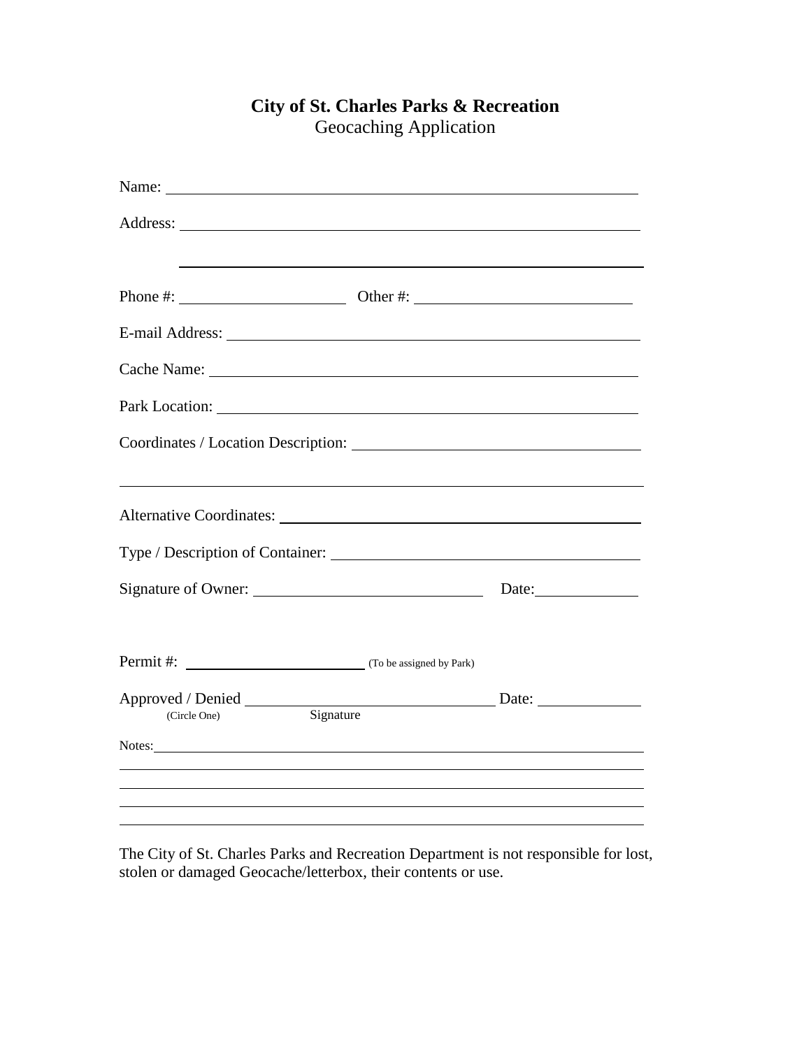**City of St. Charles Parks & Recreation**
Geocaching Application

Name: ______________________________________________

Address: ______________________________________________

______________________________________________

Phone #: ____________________ Other #: ________________________

E-mail Address: ______________________________________________

Cache Name: ______________________________________________

Park Location: ______________________________________________

Coordinates / Location Description: ______________________________

______________________________________________

Alternative Coordinates: ______________________________________

Type / Description of Container: ________________________________

Signature of Owner: __________________________ Date: ____________

Permit #: ____________________ (To be assigned by Park)

Approved / Denied ____________________________ Date: ____________
(Circle One) Signature

Notes: ______________________________________________

______________________________________________

______________________________________________

______________________________________________

______________________________________________

The City of St. Charles Parks and Recreation Department is not responsible for lost, stolen or damaged Geocache/letterbox, their contents or use.